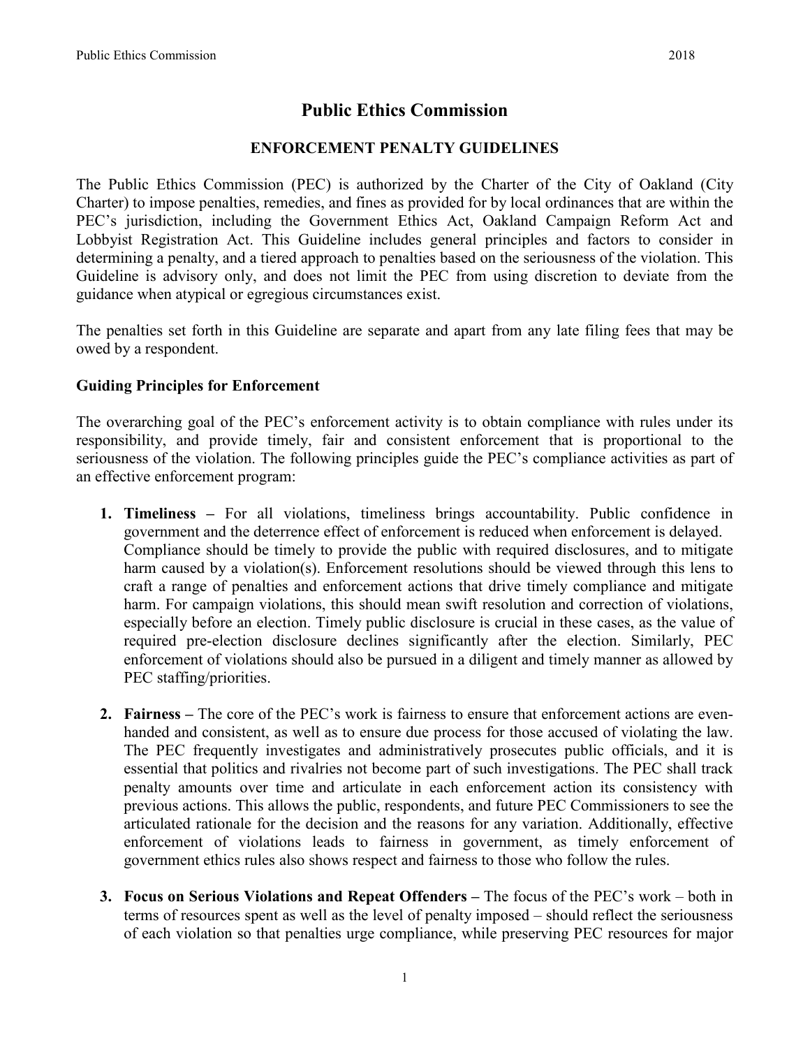# Public Ethics Commission

## ENFORCEMENT PENALTY GUIDELINES

The Public Ethics Commission (PEC) is authorized by the Charter of the City of Oakland (City Charter) to impose penalties, remedies, and fines as provided for by local ordinances that are within the PEC's jurisdiction, including the Government Ethics Act, Oakland Campaign Reform Act and Lobbyist Registration Act. This Guideline includes general principles and factors to consider in determining a penalty, and a tiered approach to penalties based on the seriousness of the violation. This Guideline is advisory only, and does not limit the PEC from using discretion to deviate from the guidance when atypical or egregious circumstances exist.

The penalties set forth in this Guideline are separate and apart from any late filing fees that may be owed by a respondent.

### Guiding Principles for Enforcement

The overarching goal of the PEC's enforcement activity is to obtain compliance with rules under its responsibility, and provide timely, fair and consistent enforcement that is proportional to the seriousness of the violation. The following principles guide the PEC's compliance activities as part of an effective enforcement program:

1. **Timeliness –** For all violations, timeliness brings accountability. Public confidence in government and the deterrence effect of enforcement is reduced when enforcement is delayed. Compliance should be timely to provide the public with required disclosures, and to mitigate harm caused by a violation(s). Enforcement resolutions should be viewed through this lens to craft a range of penalties and enforcement actions that drive timely compliance and mitigate harm. For campaign violations, this should mean swift resolution and correction of violations, especially before an election. Timely public disclosure is crucial in these cases, as the value of required pre-election disclosure declines significantly after the election. Similarly, PEC enforcement of violations should also be pursued in a diligent and timely manner as allowed by PEC staffing/priorities.

2. **Fairness –** The core of the PEC's work is fairness to ensure that enforcement actions are even-handed and consistent, as well as to ensure due process for those accused of violating the law. The PEC frequently investigates and administratively prosecutes public officials, and it is essential that politics and rivalries not become part of such investigations. The PEC shall track penalty amounts over time and articulate in each enforcement action its consistency with previous actions. This allows the public, respondents, and future PEC Commissioners to see the articulated rationale for the decision and the reasons for any variation. Additionally, effective enforcement of violations leads to fairness in government, as timely enforcement of government ethics rules also shows respect and fairness to those who follow the rules.

3. **Focus on Serious Violations and Repeat Offenders –** The focus of the PEC's work – both in terms of resources spent as well as the level of penalty imposed – should reflect the seriousness of each violation so that penalties urge compliance, while preserving PEC resources for major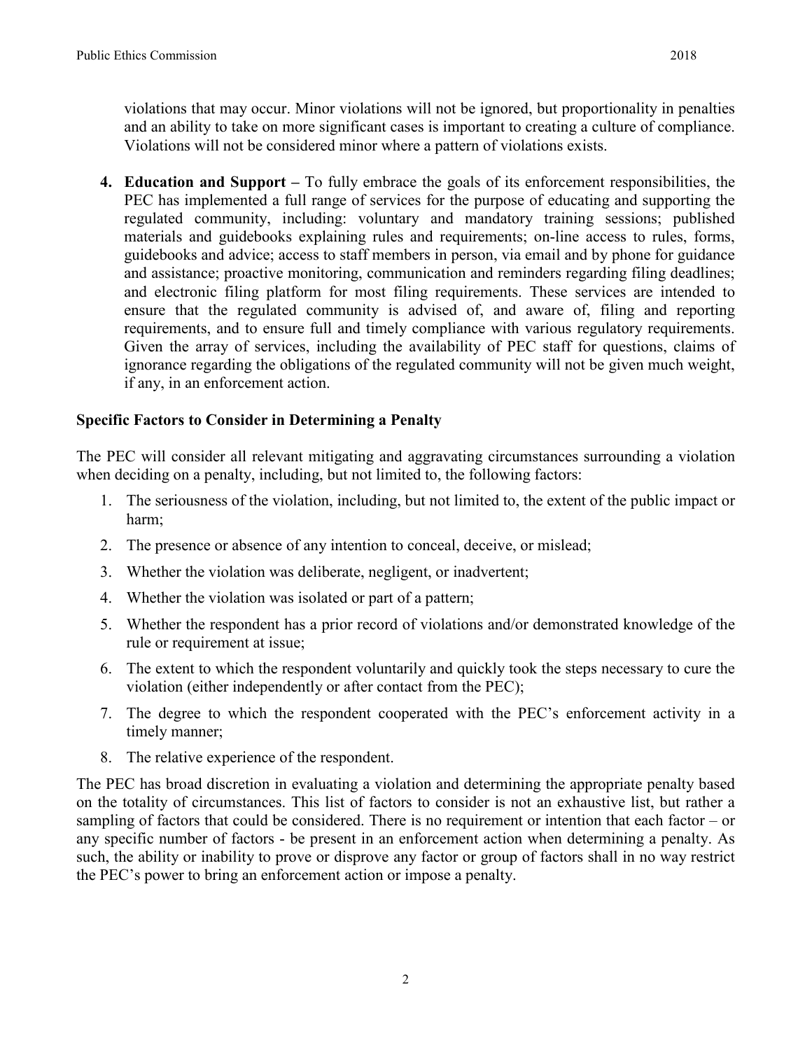violations that may occur. Minor violations will not be ignored, but proportionality in penalties and an ability to take on more significant cases is important to creating a culture of compliance. Violations will not be considered minor where a pattern of violations exists.

4. **Education and Support –** To fully embrace the goals of its enforcement responsibilities, the PEC has implemented a full range of services for the purpose of educating and supporting the regulated community, including: voluntary and mandatory training sessions; published materials and guidebooks explaining rules and requirements; on-line access to rules, forms, guidebooks and advice; access to staff members in person, via email and by phone for guidance and assistance; proactive monitoring, communication and reminders regarding filing deadlines; and electronic filing platform for most filing requirements. These services are intended to ensure that the regulated community is advised of, and aware of, filing and reporting requirements, and to ensure full and timely compliance with various regulatory requirements. Given the array of services, including the availability of PEC staff for questions, claims of ignorance regarding the obligations of the regulated community will not be given much weight, if any, in an enforcement action.

**Specific Factors to Consider in Determining a Penalty**

The PEC will consider all relevant mitigating and aggravating circumstances surrounding a violation when deciding on a penalty, including, but not limited to, the following factors:

1. The seriousness of the violation, including, but not limited to, the extent of the public impact or harm;
2. The presence or absence of any intention to conceal, deceive, or mislead;
3. Whether the violation was deliberate, negligent, or inadvertent;
4. Whether the violation was isolated or part of a pattern;
5. Whether the respondent has a prior record of violations and/or demonstrated knowledge of the rule or requirement at issue;
6. The extent to which the respondent voluntarily and quickly took the steps necessary to cure the violation (either independently or after contact from the PEC);
7. The degree to which the respondent cooperated with the PEC's enforcement activity in a timely manner;
8. The relative experience of the respondent.

The PEC has broad discretion in evaluating a violation and determining the appropriate penalty based on the totality of circumstances. This list of factors to consider is not an exhaustive list, but rather a sampling of factors that could be considered. There is no requirement or intention that each factor – or any specific number of factors - be present in an enforcement action when determining a penalty. As such, the ability or inability to prove or disprove any factor or group of factors shall in no way restrict the PEC's power to bring an enforcement action or impose a penalty.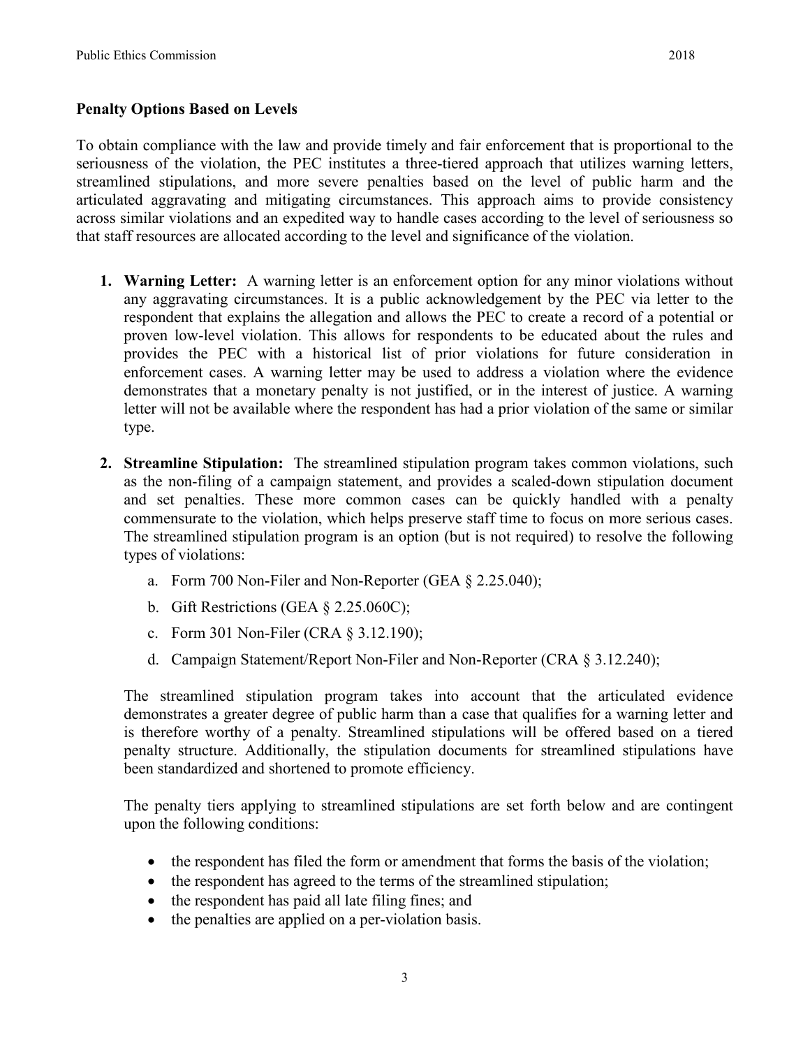**Penalty Options Based on Levels**

To obtain compliance with the law and provide timely and fair enforcement that is proportional to the seriousness of the violation, the PEC institutes a three-tiered approach that utilizes warning letters, streamlined stipulations, and more severe penalties based on the level of public harm and the articulated aggravating and mitigating circumstances. This approach aims to provide consistency across similar violations and an expedited way to handle cases according to the level of seriousness so that staff resources are allocated according to the level and significance of the violation.

1. **Warning Letter:** A warning letter is an enforcement option for any minor violations without any aggravating circumstances. It is a public acknowledgement by the PEC via letter to the respondent that explains the allegation and allows the PEC to create a record of a potential or proven low-level violation. This allows for respondents to be educated about the rules and provides the PEC with a historical list of prior violations for future consideration in enforcement cases. A warning letter may be used to address a violation where the evidence demonstrates that a monetary penalty is not justified, or in the interest of justice. A warning letter will not be available where the respondent has had a prior violation of the same or similar type.

2. **Streamline Stipulation:** The streamlined stipulation program takes common violations, such as the non-filing of a campaign statement, and provides a scaled-down stipulation document and set penalties. These more common cases can be quickly handled with a penalty commensurate to the violation, which helps preserve staff time to focus on more serious cases. The streamlined stipulation program is an option (but is not required) to resolve the following types of violations:

   a. Form 700 Non-Filer and Non-Reporter (GEA § 2.25.040);

   b. Gift Restrictions (GEA § 2.25.060C);

   c. Form 301 Non-Filer (CRA § 3.12.190);

   d. Campaign Statement/Report Non-Filer and Non-Reporter (CRA § 3.12.240);

   The streamlined stipulation program takes into account that the articulated evidence demonstrates a greater degree of public harm than a case that qualifies for a warning letter and is therefore worthy of a penalty. Streamlined stipulations will be offered based on a tiered penalty structure. Additionally, the stipulation documents for streamlined stipulations have been standardized and shortened to promote efficiency.

   The penalty tiers applying to streamlined stipulations are set forth below and are contingent upon the following conditions:

   - the respondent has filed the form or amendment that forms the basis of the violation;
   - the respondent has agreed to the terms of the streamlined stipulation;
   - the respondent has paid all late filing fines; and
   - the penalties are applied on a per-violation basis.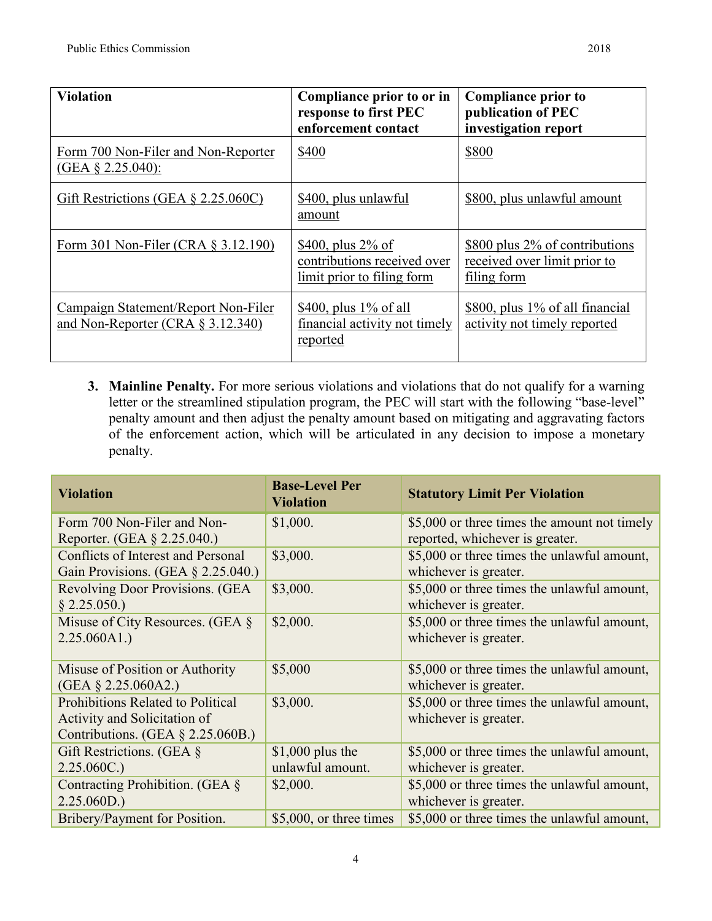| Violation | Compliance prior to or in response to first PEC enforcement contact | Compliance prior to publication of PEC investigation report |
|---|---|---|
| Form 700 Non-Filer and Non-Reporter (GEA § 2.25.040): | $400 | $800 |
| Gift Restrictions (GEA § 2.25.060C) | $400, plus unlawful amount | $800, plus unlawful amount |
| Form 301 Non-Filer (CRA § 3.12.190) | $400, plus 2% of contributions received over limit prior to filing form | $800 plus 2% of contributions received over limit prior to filing form |
| Campaign Statement/Report Non-Filer and Non-Reporter (CRA § 3.12.340) | $400, plus 1% of all financial activity not timely reported | $800, plus 1% of all financial activity not timely reported |

3. **Mainline Penalty.** For more serious violations and violations that do not qualify for a warning letter or the streamlined stipulation program, the PEC will start with the following "base-level" penalty amount and then adjust the penalty amount based on mitigating and aggravating factors of the enforcement action, which will be articulated in any decision to impose a monetary penalty.

| Violation | Base-Level Per Violation | Statutory Limit Per Violation |
|---|---|---|
| Form 700 Non-Filer and Non-Reporter. (GEA § 2.25.040.) | $1,000. | $5,000 or three times the amount not timely reported, whichever is greater. |
| Conflicts of Interest and Personal Gain Provisions. (GEA § 2.25.040.) | $3,000. | $5,000 or three times the unlawful amount, whichever is greater. |
| Revolving Door Provisions. (GEA § 2.25.050.) | $3,000. | $5,000 or three times the unlawful amount, whichever is greater. |
| Misuse of City Resources. (GEA § 2.25.060A1.) | $2,000. | $5,000 or three times the unlawful amount, whichever is greater. |
| Misuse of Position or Authority (GEA § 2.25.060A2.) | $5,000 | $5,000 or three times the unlawful amount, whichever is greater. |
| Prohibitions Related to Political Activity and Solicitation of Contributions. (GEA § 2.25.060B.) | $3,000. | $5,000 or three times the unlawful amount, whichever is greater. |
| Gift Restrictions. (GEA § 2.25.060C.) | $1,000 plus the unlawful amount. | $5,000 or three times the unlawful amount, whichever is greater. |
| Contracting Prohibition. (GEA § 2.25.060D.) | $2,000. | $5,000 or three times the unlawful amount, whichever is greater. |
| Bribery/Payment for Position. | $5,000, or three times | $5,000 or three times the unlawful amount, |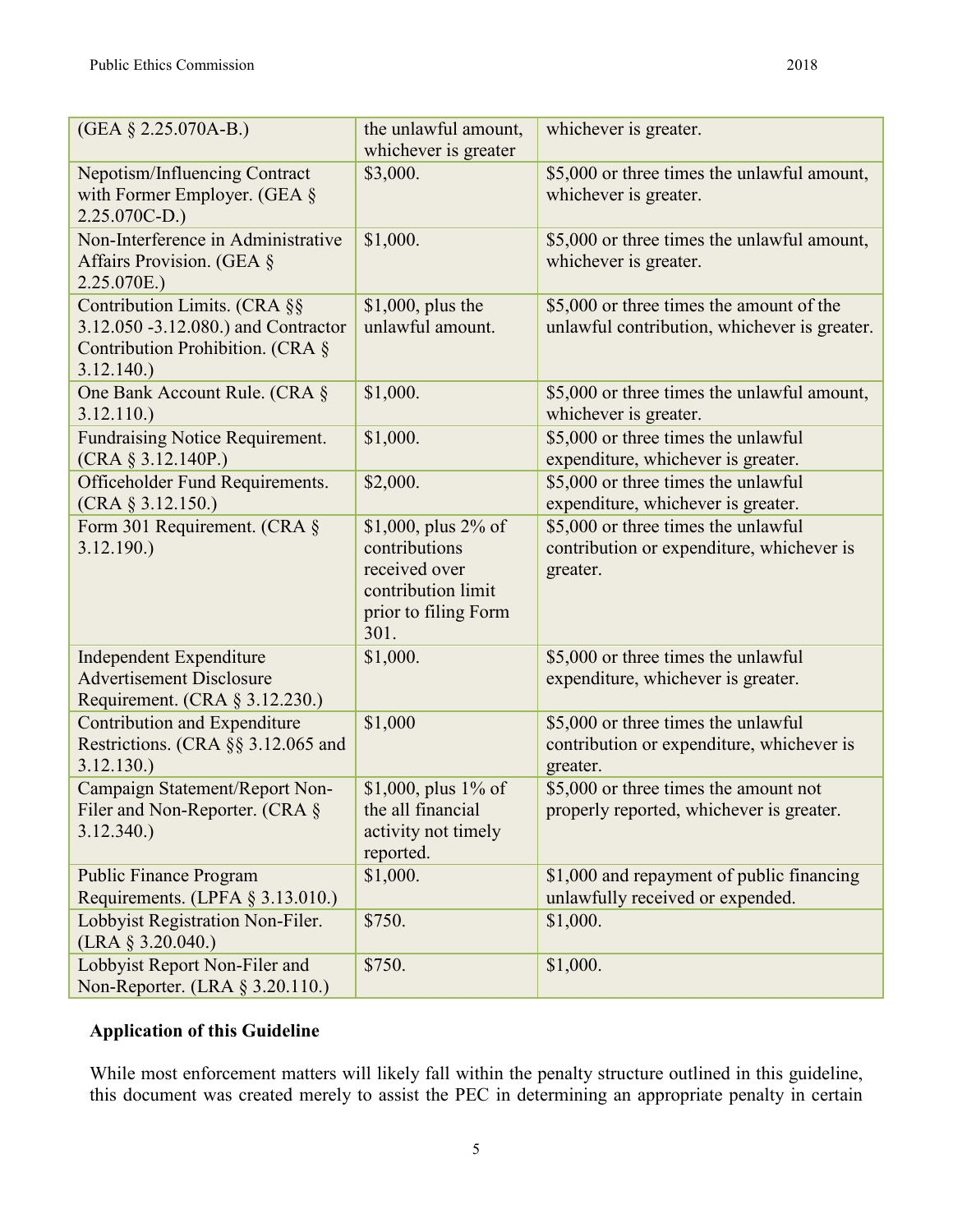| | | |
|---|---|---|
| (GEA § 2.25.070A-B.) | the unlawful amount, whichever is greater | whichever is greater. |
| Nepotism/Influencing Contract with Former Employer. (GEA § 2.25.070C-D.) | $3,000. | $5,000 or three times the unlawful amount, whichever is greater. |
| Non-Interference in Administrative Affairs Provision. (GEA § 2.25.070E.) | $1,000. | $5,000 or three times the unlawful amount, whichever is greater. |
| Contribution Limits. (CRA §§ 3.12.050 -3.12.080.) and Contractor Contribution Prohibition. (CRA § 3.12.140.) | $1,000, plus the unlawful amount. | $5,000 or three times the amount of the unlawful contribution, whichever is greater. |
| One Bank Account Rule. (CRA § 3.12.110.) | $1,000. | $5,000 or three times the unlawful amount, whichever is greater. |
| Fundraising Notice Requirement. (CRA § 3.12.140P.) | $1,000. | $5,000 or three times the unlawful expenditure, whichever is greater. |
| Officeholder Fund Requirements. (CRA § 3.12.150.) | $2,000. | $5,000 or three times the unlawful expenditure, whichever is greater. |
| Form 301 Requirement. (CRA § 3.12.190.) | $1,000, plus 2% of contributions received over contribution limit prior to filing Form 301. | $5,000 or three times the unlawful contribution or expenditure, whichever is greater. |
| Independent Expenditure Advertisement Disclosure Requirement. (CRA § 3.12.230.) | $1,000. | $5,000 or three times the unlawful expenditure, whichever is greater. |
| Contribution and Expenditure Restrictions. (CRA §§ 3.12.065 and 3.12.130.) | $1,000 | $5,000 or three times the unlawful contribution or expenditure, whichever is greater. |
| Campaign Statement/Report Non-Filer and Non-Reporter. (CRA § 3.12.340.) | $1,000, plus 1% of the all financial activity not timely reported. | $5,000 or three times the amount not properly reported, whichever is greater. |
| Public Finance Program Requirements. (LPFA § 3.13.010.) | $1,000. | $1,000 and repayment of public financing unlawfully received or expended. |
| Lobbyist Registration Non-Filer. (LRA § 3.20.040.) | $750. | $1,000. |
| Lobbyist Report Non-Filer and Non-Reporter. (LRA § 3.20.110.) | $750. | $1,000. |

**Application of this Guideline**

While most enforcement matters will likely fall within the penalty structure outlined in this guideline, this document was created merely to assist the PEC in determining an appropriate penalty in certain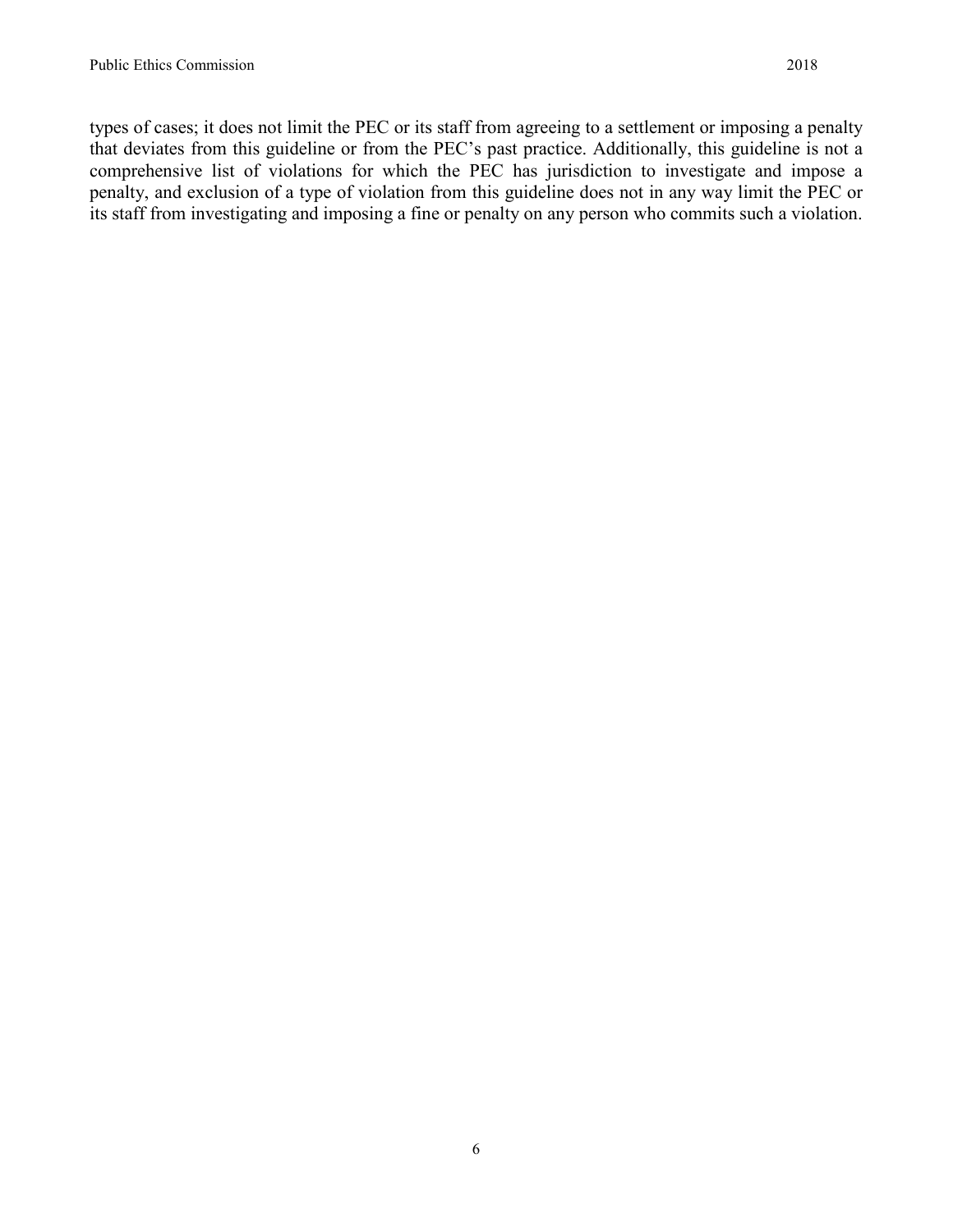types of cases; it does not limit the PEC or its staff from agreeing to a settlement or imposing a penalty that deviates from this guideline or from the PEC's past practice. Additionally, this guideline is not a comprehensive list of violations for which the PEC has jurisdiction to investigate and impose a penalty, and exclusion of a type of violation from this guideline does not in any way limit the PEC or its staff from investigating and imposing a fine or penalty on any person who commits such a violation.